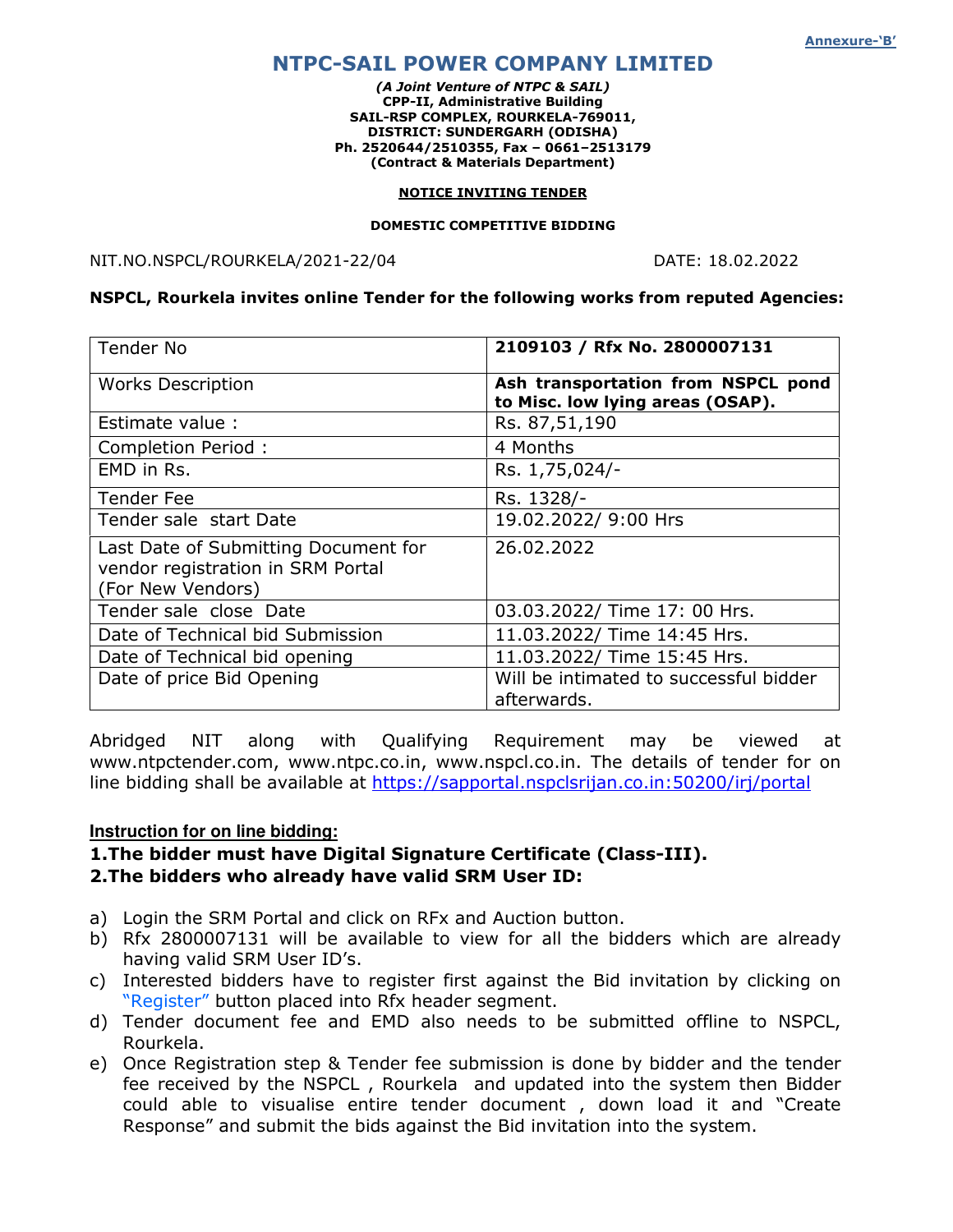Annexure-'B'

# NTPC-SAIL POWER COMPANY LIMITED

***(A Joint Venture of NTPC & SAIL)***
**CPP-II, Administrative Building**
**SAIL-RSP COMPLEX, ROURKELA-769011,**
**DISTRICT: SUNDERGARH (ODISHA)**
**Ph. 2520644/2510355, Fax – 0661–2513179**
**(Contract & Materials Department)**

**NOTICE INVITING TENDER**

**DOMESTIC COMPETITIVE BIDDING**

NIT.NO.NSPCL/ROURKELA/2021-22/04 DATE: 18.02.2022

**NSPCL, Rourkela invites online Tender for the following works from reputed Agencies:**

| Tender No | **2109103 / Rfx No. 2800007131** |
|---|---|
| Works Description | **Ash transportation from NSPCL pond to Misc. low lying areas (OSAP).** |
| Estimate value : | Rs. 87,51,190 |
| Completion Period : | 4 Months |
| EMD in Rs. | Rs. 1,75,024/- |
| Tender Fee | Rs. 1328/- |
| Tender sale start Date | 19.02.2022/ 9:00 Hrs |
| Last Date of Submitting Document for vendor registration in SRM Portal (For New Vendors) | 26.02.2022 |
| Tender sale close Date | 03.03.2022/ Time 17: 00 Hrs. |
| Date of Technical bid Submission | 11.03.2022/ Time 14:45 Hrs. |
| Date of Technical bid opening | 11.03.2022/ Time 15:45 Hrs. |
| Date of price Bid Opening | Will be intimated to successful bidder afterwards. |

Abridged NIT along with Qualifying Requirement may be viewed at www.ntpctender.com, www.ntpc.co.in, www.nspcl.co.in. The details of tender for on line bidding shall be available at https://sapportal.nspclsrijan.co.in:50200/irj/portal

**Instruction for on line bidding:**

**1.The bidder must have Digital Signature Certificate (Class-III).**

**2.The bidders who already have valid SRM User ID:**

a) Login the SRM Portal and click on RFx and Auction button.
b) Rfx 2800007131 will be available to view for all the bidders which are already having valid SRM User ID's.
c) Interested bidders have to register first against the Bid invitation by clicking on "Register" button placed into Rfx header segment.
d) Tender document fee and EMD also needs to be submitted offline to NSPCL, Rourkela.
e) Once Registration step & Tender fee submission is done by bidder and the tender fee received by the NSPCL , Rourkela and updated into the system then Bidder could able to visualise entire tender document , down load it and "Create Response" and submit the bids against the Bid invitation into the system.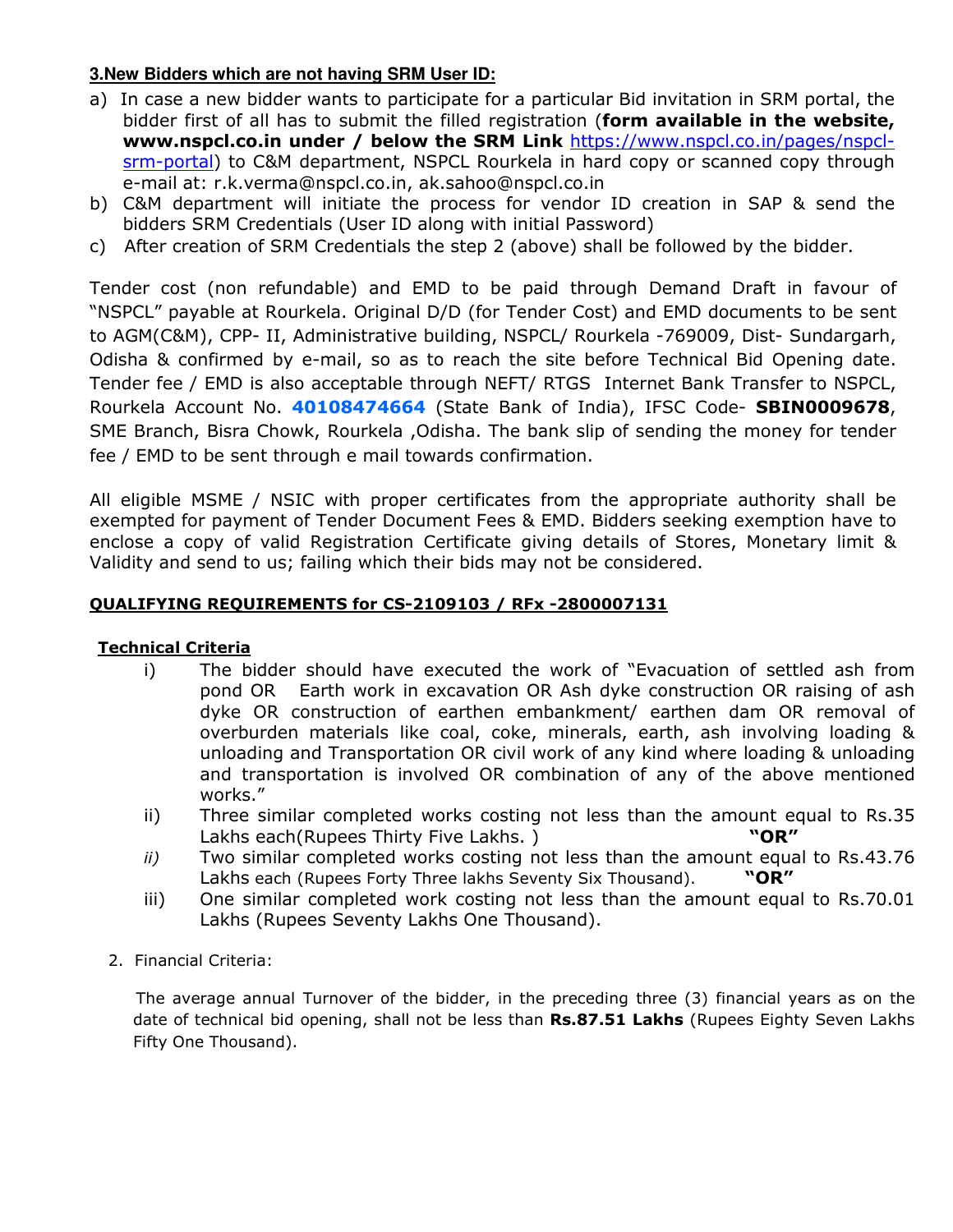**3.New Bidders which are not having SRM User ID:**

a) In case a new bidder wants to participate for a particular Bid invitation in SRM portal, the bidder first of all has to submit the filled registration (**form available in the website, www.nspcl.co.in under / below the SRM Link** https://www.nspcl.co.in/pages/nspcl-srm-portal) to C&M department, NSPCL Rourkela in hard copy or scanned copy through e-mail at: r.k.verma@nspcl.co.in, ak.sahoo@nspcl.co.in

b) C&M department will initiate the process for vendor ID creation in SAP & send the bidders SRM Credentials (User ID along with initial Password)

c) After creation of SRM Credentials the step 2 (above) shall be followed by the bidder.

Tender cost (non refundable) and EMD to be paid through Demand Draft in favour of "NSPCL" payable at Rourkela. Original D/D (for Tender Cost) and EMD documents to be sent to AGM(C&M), CPP- II, Administrative building, NSPCL/ Rourkela -769009, Dist- Sundargarh, Odisha & confirmed by e-mail, so as to reach the site before Technical Bid Opening date. Tender fee / EMD is also acceptable through NEFT/ RTGS Internet Bank Transfer to NSPCL, Rourkela Account No. **40108474664** (State Bank of India), IFSC Code- **SBIN0009678**, SME Branch, Bisra Chowk, Rourkela ,Odisha. The bank slip of sending the money for tender fee / EMD to be sent through e mail towards confirmation.

All eligible MSME / NSIC with proper certificates from the appropriate authority shall be exempted for payment of Tender Document Fees & EMD. Bidders seeking exemption have to enclose a copy of valid Registration Certificate giving details of Stores, Monetary limit & Validity and send to us; failing which their bids may not be considered.

**QUALIFYING REQUIREMENTS for CS-2109103 / RFx -2800007131**

**Technical Criteria**

i) The bidder should have executed the work of "Evacuation of settled ash from pond OR Earth work in excavation OR Ash dyke construction OR raising of ash dyke OR construction of earthen embankment/ earthen dam OR removal of overburden materials like coal, coke, minerals, earth, ash involving loading & unloading and Transportation OR civil work of any kind where loading & unloading and transportation is involved OR combination of any of the above mentioned works."

ii) Three similar completed works costing not less than the amount equal to Rs.35 Lakhs each(Rupees Thirty Five Lakhs. ) **"OR"**

*ii)* Two similar completed works costing not less than the amount equal to Rs.43.76 Lakhs each (Rupees Forty Three lakhs Seventy Six Thousand). **"OR"**

iii) One similar completed work costing not less than the amount equal to Rs.70.01 Lakhs (Rupees Seventy Lakhs One Thousand).

2. Financial Criteria:

The average annual Turnover of the bidder, in the preceding three (3) financial years as on the date of technical bid opening, shall not be less than **Rs.87.51 Lakhs** (Rupees Eighty Seven Lakhs Fifty One Thousand).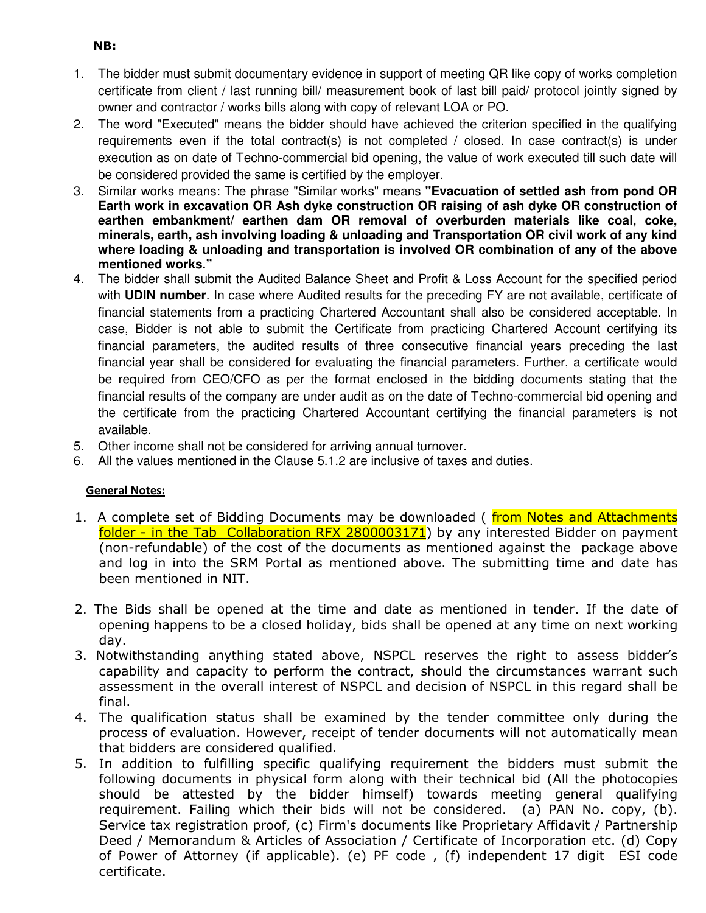**NB:**

1. The bidder must submit documentary evidence in support of meeting QR like copy of works completion certificate from client / last running bill/ measurement book of last bill paid/ protocol jointly signed by owner and contractor / works bills along with copy of relevant LOA or PO.
2. The word "Executed" means the bidder should have achieved the criterion specified in the qualifying requirements even if the total contract(s) is not completed / closed. In case contract(s) is under execution as on date of Techno-commercial bid opening, the value of work executed till such date will be considered provided the same is certified by the employer.
3. Similar works means: The phrase "Similar works" means **"Evacuation of settled ash from pond OR Earth work in excavation OR Ash dyke construction OR raising of ash dyke OR construction of earthen embankment/ earthen dam OR removal of overburden materials like coal, coke, minerals, earth, ash involving loading & unloading and Transportation OR civil work of any kind where loading & unloading and transportation is involved OR combination of any of the above mentioned works."**
4. The bidder shall submit the Audited Balance Sheet and Profit & Loss Account for the specified period with **UDIN number**. In case where Audited results for the preceding FY are not available, certificate of financial statements from a practicing Chartered Accountant shall also be considered acceptable. In case, Bidder is not able to submit the Certificate from practicing Chartered Account certifying its financial parameters, the audited results of three consecutive financial years preceding the last financial year shall be considered for evaluating the financial parameters. Further, a certificate would be required from CEO/CFO as per the format enclosed in the bidding documents stating that the financial results of the company are under audit as on the date of Techno-commercial bid opening and the certificate from the practicing Chartered Accountant certifying the financial parameters is not available.
5. Other income shall not be considered for arriving annual turnover.
6. All the values mentioned in the Clause 5.1.2 are inclusive of taxes and duties.

**General Notes:**

1. A complete set of Bidding Documents may be downloaded ( from Notes and Attachments folder - in the Tab Collaboration RFX 2800003171) by any interested Bidder on payment (non-refundable) of the cost of the documents as mentioned against the package above and log in into the SRM Portal as mentioned above. The submitting time and date has been mentioned in NIT.
2. The Bids shall be opened at the time and date as mentioned in tender. If the date of opening happens to be a closed holiday, bids shall be opened at any time on next working day.
3. Notwithstanding anything stated above, NSPCL reserves the right to assess bidder's capability and capacity to perform the contract, should the circumstances warrant such assessment in the overall interest of NSPCL and decision of NSPCL in this regard shall be final.
4. The qualification status shall be examined by the tender committee only during the process of evaluation. However, receipt of tender documents will not automatically mean that bidders are considered qualified.
5. In addition to fulfilling specific qualifying requirement the bidders must submit the following documents in physical form along with their technical bid (All the photocopies should be attested by the bidder himself) towards meeting general qualifying requirement. Failing which their bids will not be considered. (a) PAN No. copy, (b). Service tax registration proof, (c) Firm's documents like Proprietary Affidavit / Partnership Deed / Memorandum & Articles of Association / Certificate of Incorporation etc. (d) Copy of Power of Attorney (if applicable). (e) PF code , (f) independent 17 digit ESI code certificate.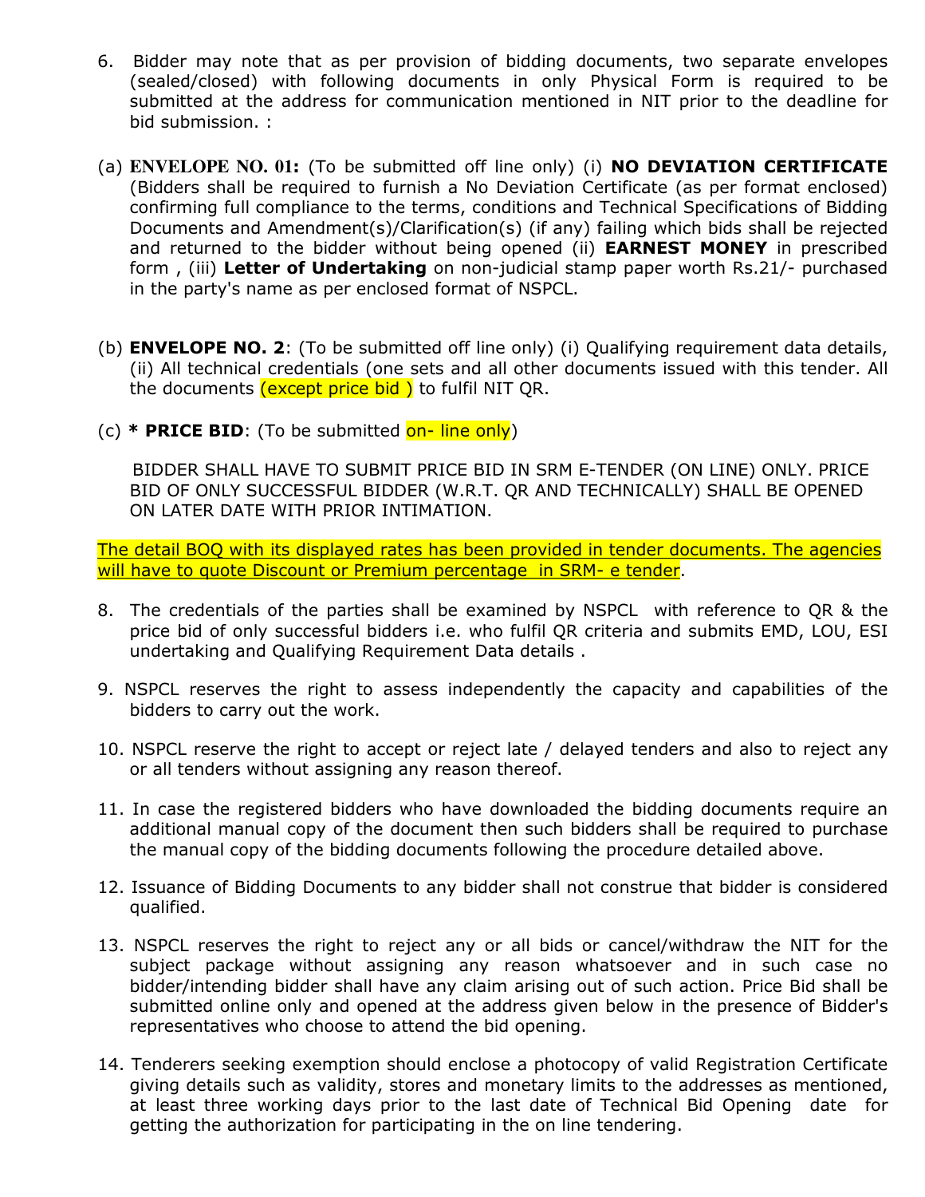6. Bidder may note that as per provision of bidding documents, two separate envelopes (sealed/closed) with following documents in only Physical Form is required to be submitted at the address for communication mentioned in NIT prior to the deadline for bid submission. :

(a) **ENVELOPE NO. 01:** (To be submitted off line only) (i) **NO DEVIATION CERTIFICATE** (Bidders shall be required to furnish a No Deviation Certificate (as per format enclosed) confirming full compliance to the terms, conditions and Technical Specifications of Bidding Documents and Amendment(s)/Clarification(s) (if any) failing which bids shall be rejected and returned to the bidder without being opened (ii) **EARNEST MONEY** in prescribed form , (iii) **Letter of Undertaking** on non-judicial stamp paper worth Rs.21/- purchased in the party's name as per enclosed format of NSPCL.

(b) **ENVELOPE NO. 2**: (To be submitted off line only) (i) Qualifying requirement data details, (ii) All technical credentials (one sets and all other documents issued with this tender. All the documents (except price bid ) to fulfil NIT QR.

(c) *** PRICE BID**: (To be submitted on- line only)

BIDDER SHALL HAVE TO SUBMIT PRICE BID IN SRM E-TENDER (ON LINE) ONLY. PRICE BID OF ONLY SUCCESSFUL BIDDER (W.R.T. QR AND TECHNICALLY) SHALL BE OPENED ON LATER DATE WITH PRIOR INTIMATION.

The detail BOQ with its displayed rates has been provided in tender documents. The agencies will have to quote Discount or Premium percentage in SRM- e tender.

8. The credentials of the parties shall be examined by NSPCL with reference to QR & the price bid of only successful bidders i.e. who fulfil QR criteria and submits EMD, LOU, ESI undertaking and Qualifying Requirement Data details .

9. NSPCL reserves the right to assess independently the capacity and capabilities of the bidders to carry out the work.

10. NSPCL reserve the right to accept or reject late / delayed tenders and also to reject any or all tenders without assigning any reason thereof.

11. In case the registered bidders who have downloaded the bidding documents require an additional manual copy of the document then such bidders shall be required to purchase the manual copy of the bidding documents following the procedure detailed above.

12. Issuance of Bidding Documents to any bidder shall not construe that bidder is considered qualified.

13. NSPCL reserves the right to reject any or all bids or cancel/withdraw the NIT for the subject package without assigning any reason whatsoever and in such case no bidder/intending bidder shall have any claim arising out of such action. Price Bid shall be submitted online only and opened at the address given below in the presence of Bidder's representatives who choose to attend the bid opening.

14. Tenderers seeking exemption should enclose a photocopy of valid Registration Certificate giving details such as validity, stores and monetary limits to the addresses as mentioned, at least three working days prior to the last date of Technical Bid Opening date for getting the authorization for participating in the on line tendering.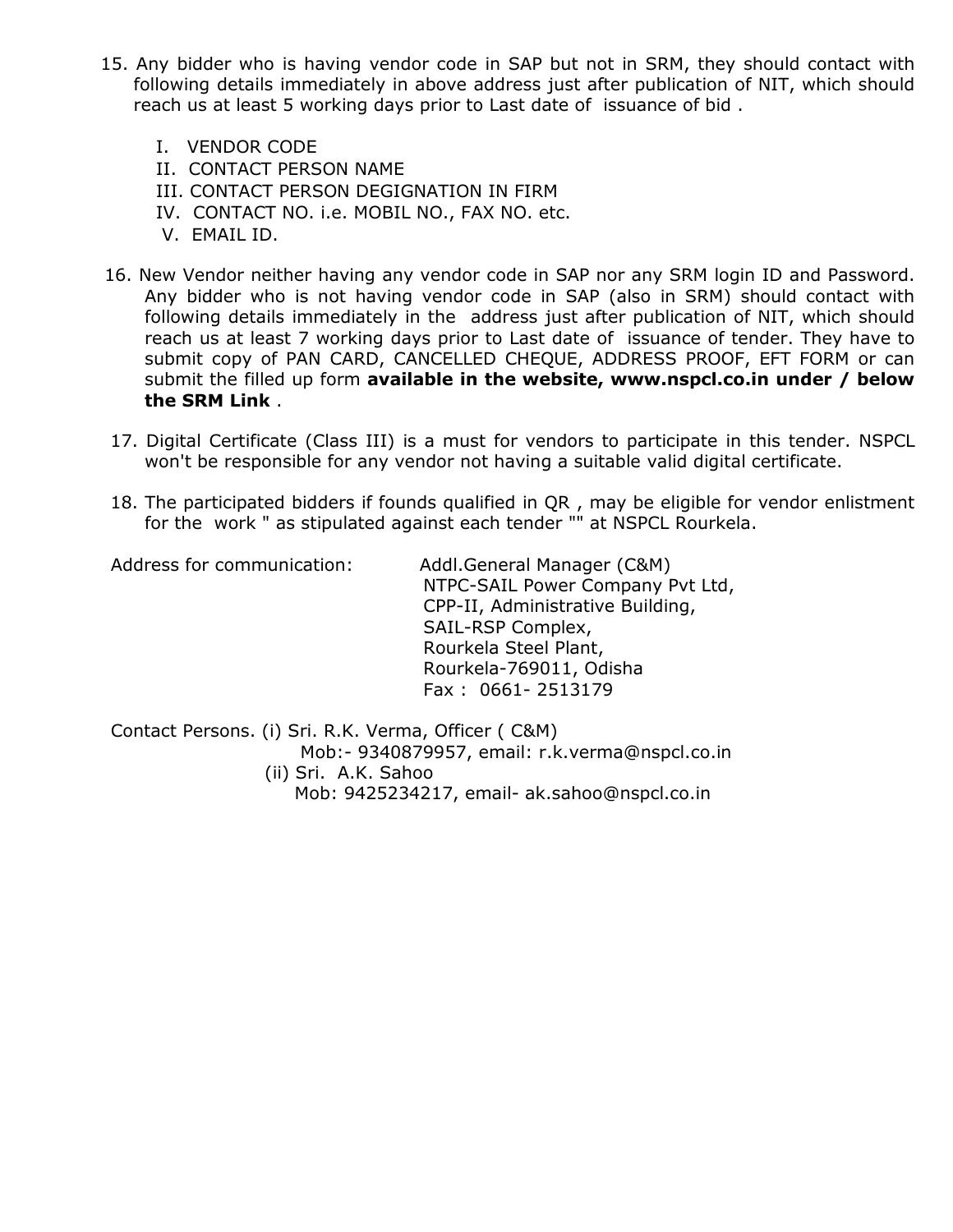15. Any bidder who is having vendor code in SAP but not in SRM, they should contact with following details immediately in above address just after publication of NIT, which should reach us at least 5 working days prior to Last date of issuance of bid .

    I. VENDOR CODE
    II. CONTACT PERSON NAME
    III. CONTACT PERSON DEGIGNATION IN FIRM
    IV. CONTACT NO. i.e. MOBIL NO., FAX NO. etc.
    V. EMAIL ID.

16. New Vendor neither having any vendor code in SAP nor any SRM login ID and Password. Any bidder who is not having vendor code in SAP (also in SRM) should contact with following details immediately in the address just after publication of NIT, which should reach us at least 7 working days prior to Last date of issuance of tender. They have to submit copy of PAN CARD, CANCELLED CHEQUE, ADDRESS PROOF, EFT FORM or can submit the filled up form **available in the website, www.nspcl.co.in under / below the SRM Link** .

17. Digital Certificate (Class III) is a must for vendors to participate in this tender. NSPCL won't be responsible for any vendor not having a suitable valid digital certificate.

18. The participated bidders if founds qualified in QR , may be eligible for vendor enlistment for the work " as stipulated against each tender "" at NSPCL Rourkela.

Address for communication:
Addl.General Manager (C&M)
NTPC-SAIL Power Company Pvt Ltd,
CPP-II, Administrative Building,
SAIL-RSP Complex,
Rourkela Steel Plant,
Rourkela-769011, Odisha
Fax : 0661- 2513179

Contact Persons. (i) Sri. R.K. Verma, Officer ( C&M)
Mob:- 9340879957, email: r.k.verma@nspcl.co.in
(ii) Sri. A.K. Sahoo
Mob: 9425234217, email- ak.sahoo@nspcl.co.in